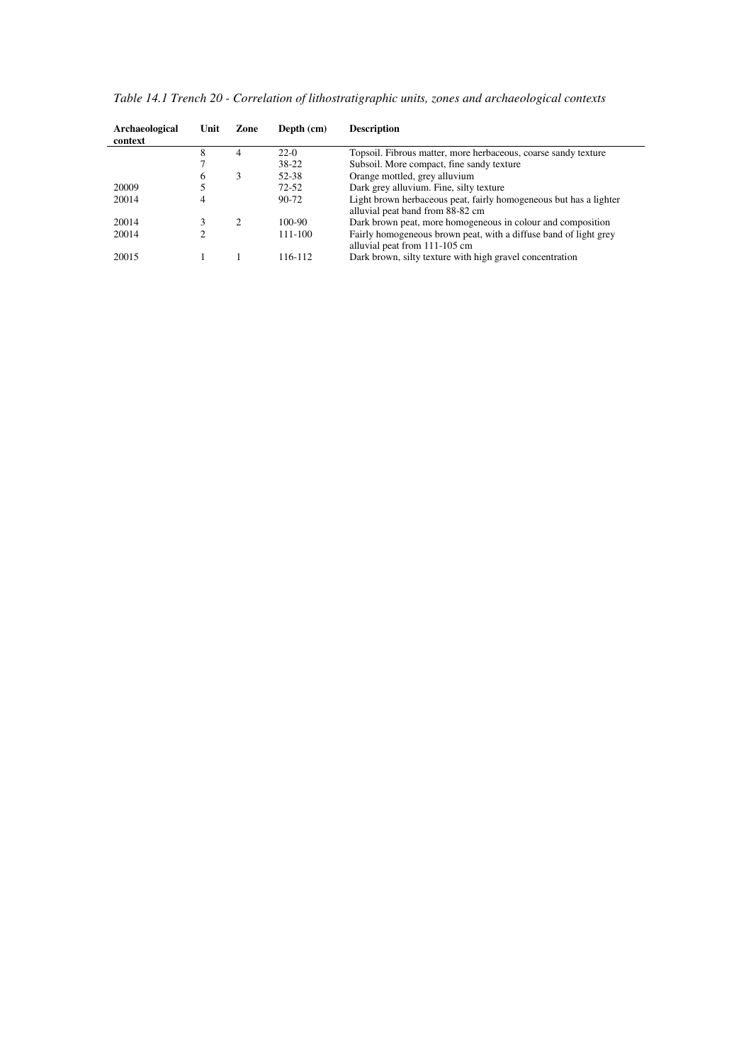*Table 14.1 Trench 20 - Correlation of lithostratigraphic units, zones and archaeological contexts*

| Archaeological context | Unit | Zone | Depth (cm) | Description |
|---|---|---|---|---|
| | 8 | 4 | 22-0 | Topsoil. Fibrous matter, more herbaceous, coarse sandy texture |
| | 7 | | 38-22 | Subsoil. More compact, fine sandy texture |
| | 6 | 3 | 52-38 | Orange mottled, grey alluvium |
| 20009 | 5 | | 72-52 | Dark grey alluvium. Fine, silty texture |
| 20014 | 4 | | 90-72 | Light brown herbaceous peat, fairly homogeneous but has a lighter alluvial peat band from 88-82 cm |
| 20014 | 3 | 2 | 100-90 | Dark brown peat, more homogeneous in colour and composition |
| 20014 | 2 | | 111-100 | Fairly homogeneous brown peat, with a diffuse band of light grey alluvial peat from 111-105 cm |
| 20015 | 1 | 1 | 116-112 | Dark brown, silty texture with high gravel concentration |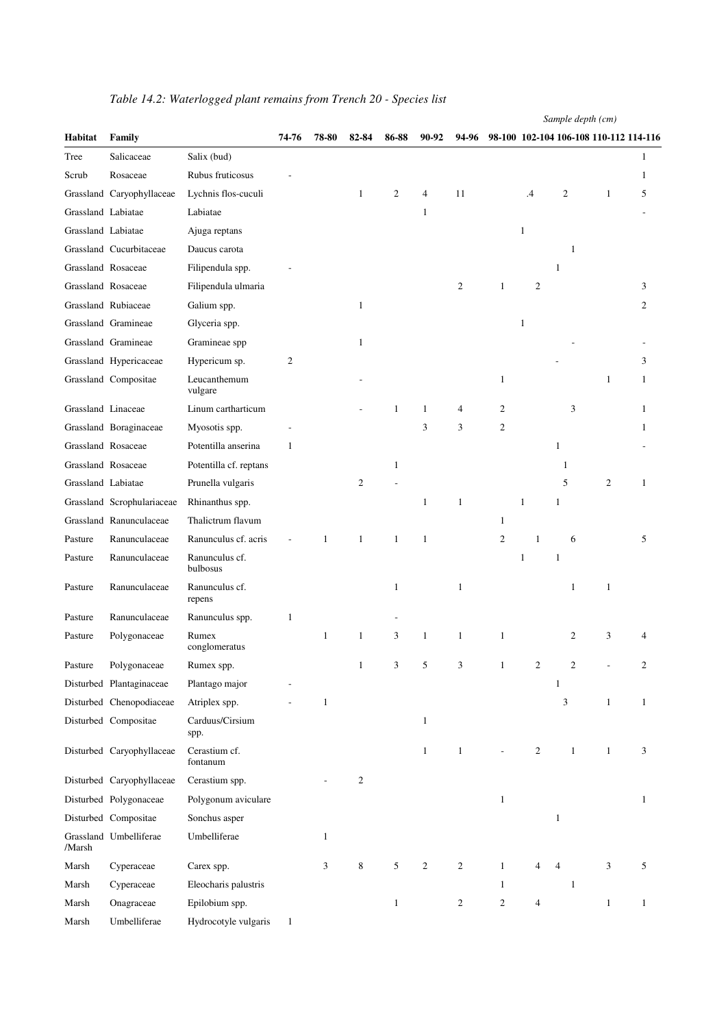*Table 14.2: Waterlogged plant remains from Trench 20 - Species list*

*Sample depth (cm)*

| Habitat | Family | | 74-76 | 78-80 | 82-84 | 86-88 | 90-92 | 94-96 | 98-100 | 102-104 | 106-108 | 110-112 | 114-116 |
|---|---|---|---|---|---|---|---|---|---|---|---|---|---|
| Tree | Salicaceae | Salix (bud) | | | | | | | | | | | 1 |
| Scrub | Rosaceae | Rubus fruticosus | - | | | | | | | | | | 1 |
| Grassland | Caryophyllaceae | Lychnis flos-cuculi | | | 1 | 2 | 4 | 11 | | .4 | 2 | 1 | 5 |
| Grassland | Labiatae | Labiatae | | | | | 1 | | | | | | - |
| Grassland | Labiatae | Ajuga reptans | | | | | | | | 1 | | | |
| Grassland | Cucurbitaceae | Daucus carota | | | | | | | | | 1 | | |
| Grassland | Rosaceae | Filipendula spp. | - | | | | | | | | 1 | | |
| Grassland | Rosaceae | Filipendula ulmaria | | | | | | 2 | 1 | 2 | | | 3 |
| Grassland | Rubiaceae | Galium spp. | | | 1 | | | | | | | | 2 |
| Grassland | Gramineae | Glyceria spp. | | | | | | | | 1 | | | |
| Grassland | Gramineae | Gramineae spp | | | 1 | | | | | | - | | - |
| Grassland | Hypericaceae | Hypericum sp. | 2 | | | | | | | | - | | 3 |
| Grassland | Compositae | Leucanthemum vulgare | | | - | | | | 1 | | | 1 | 1 |
| Grassland | Linaceae | Linum cartharticum | | | - | 1 | 1 | 4 | 2 | | 3 | | 1 |
| Grassland | Boraginaceae | Myosotis spp. | - | | | | 3 | 3 | 2 | | | | 1 |
| Grassland | Rosaceae | Potentilla anserina | 1 | | | | | | | | 1 | | - |
| Grassland | Rosaceae | Potentilla cf. reptans | | | | 1 | | | | | 1 | | |
| Grassland | Labiatae | Prunella vulgaris | | | 2 | - | | | | | 5 | 2 | 1 |
| Grassland | Scrophulariaceae | Rhinanthus spp. | | | | | 1 | 1 | | 1 | 1 | | |
| Grassland | Ranunculaceae | Thalictrum flavum | | | | | | | 1 | | | | |
| Pasture | Ranunculaceae | Ranunculus cf. acris | - | 1 | 1 | 1 | 1 | | 2 | 1 | 6 | | 5 |
| Pasture | Ranunculaceae | Ranunculus cf. bulbosus | | | | | | | | 1 | 1 | | |
| Pasture | Ranunculaceae | Ranunculus cf. repens | | | | 1 | | 1 | | | 1 | 1 | |
| Pasture | Ranunculaceae | Ranunculus spp. | 1 | | | - | | | | | | | |
| Pasture | Polygonaceae | Rumex conglomeratus | | 1 | 1 | 3 | 1 | 1 | 1 | | 2 | 3 | 4 |
| Pasture | Polygonaceae | Rumex spp. | | | 1 | 3 | 5 | 3 | 1 | 2 | 2 | - | 2 |
| Disturbed | Plantaginaceae | Plantago major | - | | | | | | | | 1 | | |
| Disturbed | Chenopodiaceae | Atriplex spp. | - | 1 | | | | | | | 3 | 1 | 1 |
| Disturbed | Compositae | Carduus/Cirsium spp. | | | | | 1 | | | | | | |
| Disturbed | Caryophyllaceae | Cerastium cf. fontanum | | | | | 1 | 1 | - | 2 | 1 | 1 | 3 |
| Disturbed | Caryophyllaceae | Cerastium spp. | | - | 2 | | | | | | | | |
| Disturbed | Polygonaceae | Polygonum aviculare | | | | | | | 1 | | | | 1 |
| Disturbed | Compositae | Sonchus asper | | | | | | | | | 1 | | |
| Grassland /Marsh | Umbelliferae | Umbelliferae | | 1 | | | | | | | | | |
| Marsh | Cyperaceae | Carex spp. | | 3 | 8 | 5 | 2 | 2 | 1 | 4 | 4 | 3 | 5 |
| Marsh | Cyperaceae | Eleocharis palustris | | | | | | | 1 | | 1 | | |
| Marsh | Onagraceae | Epilobium spp. | | | | 1 | | 2 | 2 | 4 | | 1 | 1 |
| Marsh | Umbelliferae | Hydrocotyle vulgaris | 1 | | | | | | | | | | |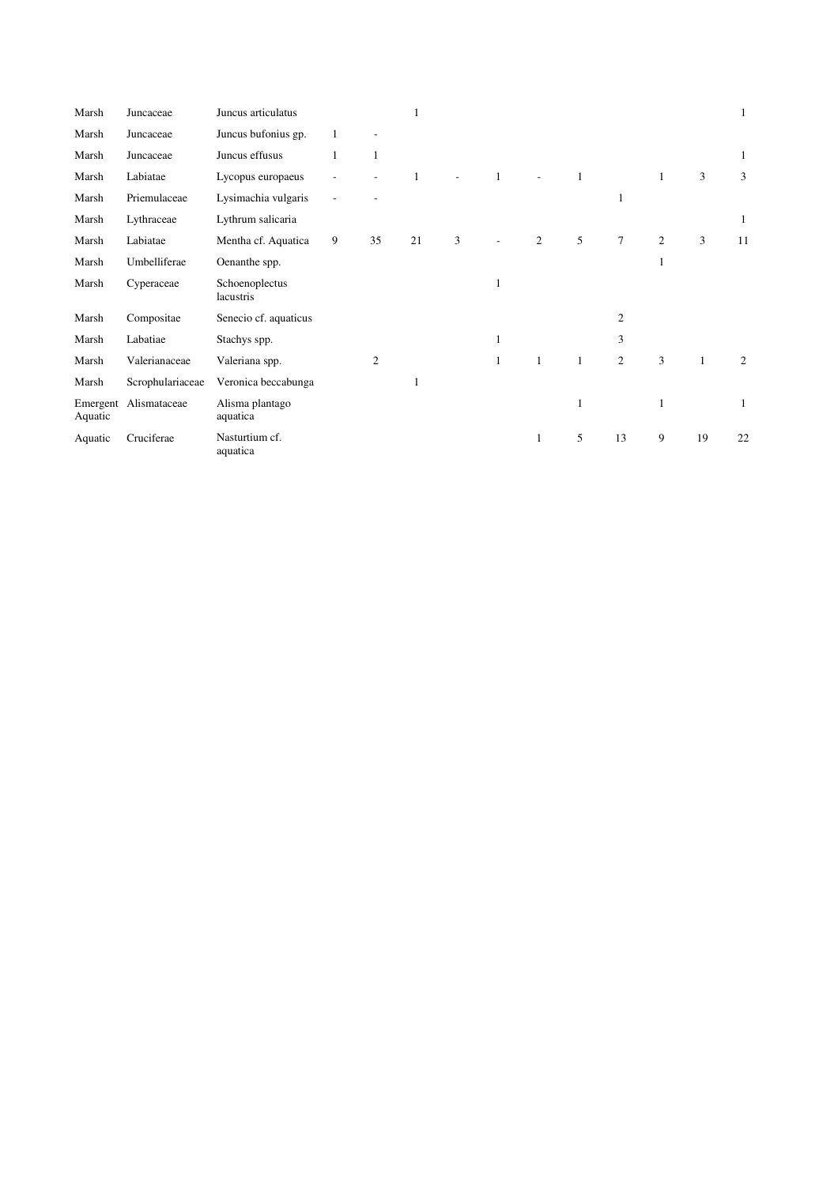| | | | | | | | | | | | | | |
|---|---|---|---|---|---|---|---|---|---|---|---|---|---|
| Marsh | Juncaceae | Juncus articulatus | | | 1 | | | | | | | | 1 |
| Marsh | Juncaceae | Juncus bufonius gp. | 1 | - | | | | | | | | | |
| Marsh | Juncaceae | Juncus effusus | 1 | 1 | | | | | | | | | 1 |
| Marsh | Labiatae | Lycopus europaeus | - | - | 1 | - | 1 | - | 1 | | 1 | 3 | 3 |
| Marsh | Priemulaceae | Lysimachia vulgaris | - | - | | | | | | 1 | | | |
| Marsh | Lythraceae | Lythrum salicaria | | | | | | | | | | | 1 |
| Marsh | Labiatae | Mentha cf. Aquatica | 9 | 35 | 21 | 3 | - | 2 | 5 | 7 | 2 | 3 | 11 |
| Marsh | Umbelliferae | Oenanthe spp. | | | | | | | | | 1 | | |
| Marsh | Cyperaceae | Schoenoplectus lacustris | | | | | 1 | | | | | | |
| Marsh | Compositae | Senecio cf. aquaticus | | | | | | | | 2 | | | |
| Marsh | Labatiae | Stachys spp. | | | | | 1 | | | 3 | | | |
| Marsh | Valerianaceae | Valeriana spp. | | 2 | | | 1 | 1 | 1 | 2 | 3 | 1 | 2 |
| Marsh | Scrophulariaceae | Veronica beccabunga | | | 1 | | | | | | | | |
| Emergent Aquatic | Alismataceae | Alisma plantago aquatica | | | | | | | 1 | | 1 | | 1 |
| Aquatic | Cruciferae | Nasturtium cf. aquatica | | | | | | 1 | 5 | 13 | 9 | 19 | 22 |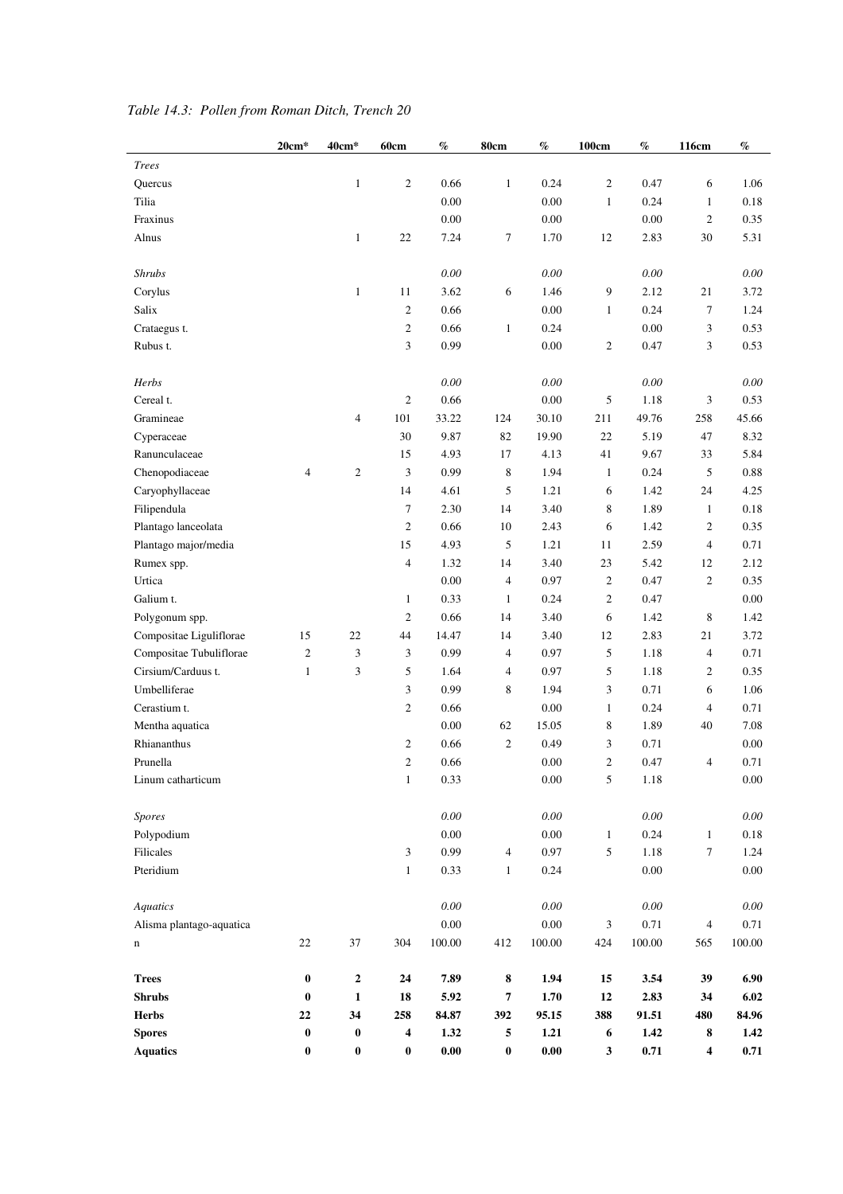*Table 14.3: Pollen from Roman Ditch, Trench 20*

| | 20cm* | 40cm* | 60cm | % | 80cm | % | 100cm | % | 116cm | % |
|---|---|---|---|---|---|---|---|---|---|---|
| *Trees* | | | | | | | | | | |
| Quercus | | 1 | 2 | 0.66 | 1 | 0.24 | 2 | 0.47 | 6 | 1.06 |
| Tilia | | | | 0.00 | | 0.00 | 1 | 0.24 | 1 | 0.18 |
| Fraxinus | | | | 0.00 | | 0.00 | | 0.00 | 2 | 0.35 |
| Alnus | | 1 | 22 | 7.24 | 7 | 1.70 | 12 | 2.83 | 30 | 5.31 |
| *Shrubs* | | | | *0.00* | | *0.00* | | *0.00* | | *0.00* |
| Corylus | | 1 | 11 | 3.62 | 6 | 1.46 | 9 | 2.12 | 21 | 3.72 |
| Salix | | | 2 | 0.66 | | 0.00 | 1 | 0.24 | 7 | 1.24 |
| Crataegus t. | | | 2 | 0.66 | 1 | 0.24 | | 0.00 | 3 | 0.53 |
| Rubus t. | | | 3 | 0.99 | | 0.00 | 2 | 0.47 | 3 | 0.53 |
| *Herbs* | | | | *0.00* | | *0.00* | | *0.00* | | *0.00* |
| Cereal t. | | | 2 | 0.66 | | 0.00 | 5 | 1.18 | 3 | 0.53 |
| Gramineae | | 4 | 101 | 33.22 | 124 | 30.10 | 211 | 49.76 | 258 | 45.66 |
| Cyperaceae | | | 30 | 9.87 | 82 | 19.90 | 22 | 5.19 | 47 | 8.32 |
| Ranunculaceae | | | 15 | 4.93 | 17 | 4.13 | 41 | 9.67 | 33 | 5.84 |
| Chenopodiaceae | 4 | 2 | 3 | 0.99 | 8 | 1.94 | 1 | 0.24 | 5 | 0.88 |
| Caryophyllaceae | | | 14 | 4.61 | 5 | 1.21 | 6 | 1.42 | 24 | 4.25 |
| Filipendula | | | 7 | 2.30 | 14 | 3.40 | 8 | 1.89 | 1 | 0.18 |
| Plantago lanceolata | | | 2 | 0.66 | 10 | 2.43 | 6 | 1.42 | 2 | 0.35 |
| Plantago major/media | | | 15 | 4.93 | 5 | 1.21 | 11 | 2.59 | 4 | 0.71 |
| Rumex spp. | | | 4 | 1.32 | 14 | 3.40 | 23 | 5.42 | 12 | 2.12 |
| Urtica | | | | 0.00 | 4 | 0.97 | 2 | 0.47 | 2 | 0.35 |
| Galium t. | | | 1 | 0.33 | 1 | 0.24 | 2 | 0.47 | | 0.00 |
| Polygonum spp. | | | 2 | 0.66 | 14 | 3.40 | 6 | 1.42 | 8 | 1.42 |
| Compositae Liguliflorae | 15 | 22 | 44 | 14.47 | 14 | 3.40 | 12 | 2.83 | 21 | 3.72 |
| Compositae Tubuliflorae | 2 | 3 | 3 | 0.99 | 4 | 0.97 | 5 | 1.18 | 4 | 0.71 |
| Cirsium/Carduus t. | 1 | 3 | 5 | 1.64 | 4 | 0.97 | 5 | 1.18 | 2 | 0.35 |
| Umbelliferae | | | 3 | 0.99 | 8 | 1.94 | 3 | 0.71 | 6 | 1.06 |
| Cerastium t. | | | 2 | 0.66 | | 0.00 | 1 | 0.24 | 4 | 0.71 |
| Mentha aquatica | | | | 0.00 | 62 | 15.05 | 8 | 1.89 | 40 | 7.08 |
| Rhiananthus | | | 2 | 0.66 | 2 | 0.49 | 3 | 0.71 | | 0.00 |
| Prunella | | | 2 | 0.66 | | 0.00 | 2 | 0.47 | 4 | 0.71 |
| Linum catharticum | | | 1 | 0.33 | | 0.00 | 5 | 1.18 | | 0.00 |
| *Spores* | | | | *0.00* | | *0.00* | | *0.00* | | *0.00* |
| Polypodium | | | | 0.00 | | 0.00 | 1 | 0.24 | 1 | 0.18 |
| Filicales | | | 3 | 0.99 | 4 | 0.97 | 5 | 1.18 | 7 | 1.24 |
| Pteridium | | | 1 | 0.33 | 1 | 0.24 | | 0.00 | | 0.00 |
| *Aquatics* | | | | *0.00* | | *0.00* | | *0.00* | | *0.00* |
| Alisma plantago-aquatica | | | | 0.00 | | 0.00 | 3 | 0.71 | 4 | 0.71 |
| n | 22 | 37 | 304 | 100.00 | 412 | 100.00 | 424 | 100.00 | 565 | 100.00 |
| **Trees** | **0** | **2** | **24** | **7.89** | **8** | **1.94** | **15** | **3.54** | **39** | **6.90** |
| **Shrubs** | **0** | **1** | **18** | **5.92** | **7** | **1.70** | **12** | **2.83** | **34** | **6.02** |
| **Herbs** | **22** | **34** | **258** | **84.87** | **392** | **95.15** | **388** | **91.51** | **480** | **84.96** |
| **Spores** | **0** | **0** | **4** | **1.32** | **5** | **1.21** | **6** | **1.42** | **8** | **1.42** |
| **Aquatics** | **0** | **0** | **0** | **0.00** | **0** | **0.00** | **3** | **0.71** | **4** | **0.71** |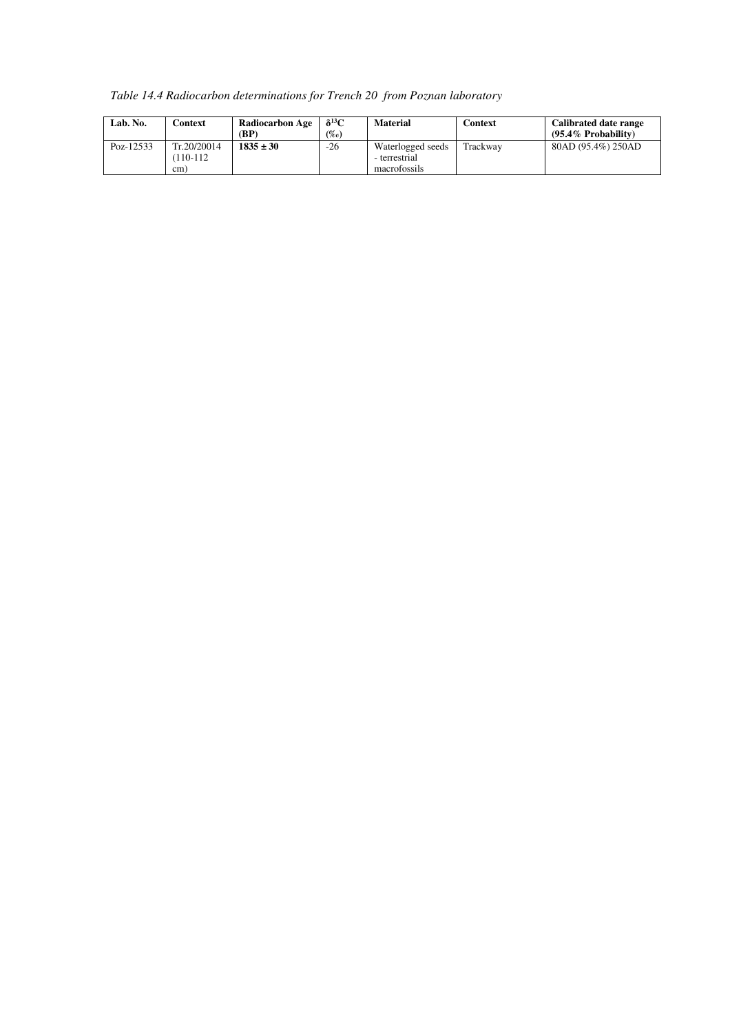*Table 14.4 Radiocarbon determinations for Trench 20 from Poznan laboratory*

| Lab. No. | Context | Radiocarbon Age (BP) | $\delta^{13}C$ (‰) | Material | Context | Calibrated date range (95.4% Probability) |
|---|---|---|---|---|---|---|
| Poz-12533 | Tr.20/20014 (110-112 cm) | **1835 ± 30** | -26 | Waterlogged seeds - terrestrial macrofossils | Trackway | 80AD (95.4%) 250AD |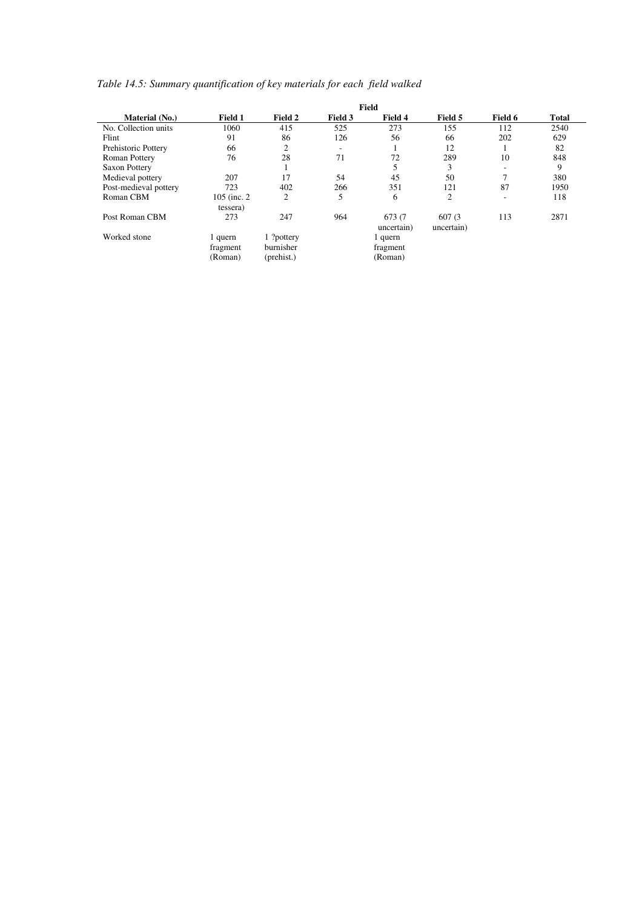*Table 14.5: Summary quantification of key materials for each field walked*

| Material (No.) | Field | | | | | | |
|---|---|---|---|---|---|---|---|
| | **Field 1** | **Field 2** | **Field 3** | **Field 4** | **Field 5** | **Field 6** | **Total** |
| No. Collection units | 1060 | 415 | 525 | 273 | 155 | 112 | 2540 |
| Flint | 91 | 86 | 126 | 56 | 66 | 202 | 629 |
| Prehistoric Pottery | 66 | 2 | - | 1 | 12 | 1 | 82 |
| Roman Pottery | 76 | 28 | 71 | 72 | 289 | 10 | 848 |
| Saxon Pottery | | 1 | | 5 | 3 | - | 9 |
| Medieval pottery | 207 | 17 | 54 | 45 | 50 | 7 | 380 |
| Post-medieval pottery | 723 | 402 | 266 | 351 | 121 | 87 | 1950 |
| Roman CBM | 105 (inc. 2 tessera) | 2 | 5 | 6 | 2 | - | 118 |
| Post Roman CBM | 273 | 247 | 964 | 673 (7 uncertain) | 607 (3 uncertain) | 113 | 2871 |
| Worked stone | 1 quern fragment (Roman) | 1 ?pottery burnisher (prehist.) | | 1 quern fragment (Roman) | | | |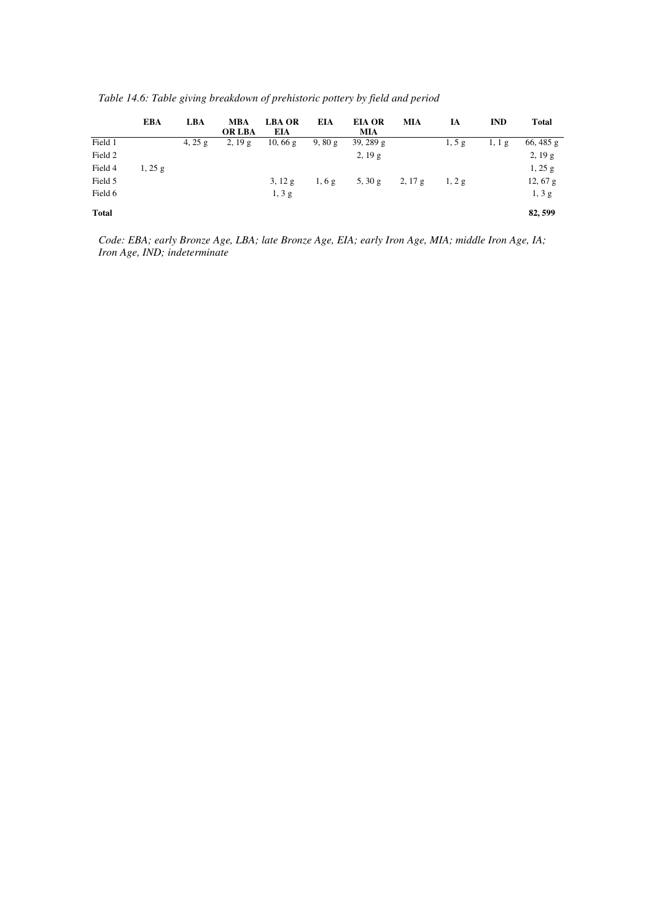*Table 14.6: Table giving breakdown of prehistoric pottery by field and period*

| | **EBA** | **LBA** | **MBA OR LBA** | **LBA OR EIA** | **EIA** | **EIA OR MIA** | **MIA** | **IA** | **IND** | **Total** |
|---|---|---|---|---|---|---|---|---|---|---|
| Field 1 | | 4, 25 g | 2, 19 g | 10, 66 g | 9, 80 g | 39, 289 g | | 1, 5 g | 1, 1 g | 66, 485 g |
| Field 2 | | | | | | 2, 19 g | | | | 2, 19 g |
| Field 4 | 1, 25 g | | | | | | | | | 1, 25 g |
| Field 5 | | | | 3, 12 g | 1, 6 g | 5, 30 g | 2, 17 g | 1, 2 g | | 12, 67 g |
| Field 6 | | | | 1, 3 g | | | | | | 1, 3 g |
| **Total** | | | | | | | | | | **82, 599** |

*Code: EBA; early Bronze Age, LBA; late Bronze Age, EIA; early Iron Age, MIA; middle Iron Age, IA; Iron Age, IND; indeterminate*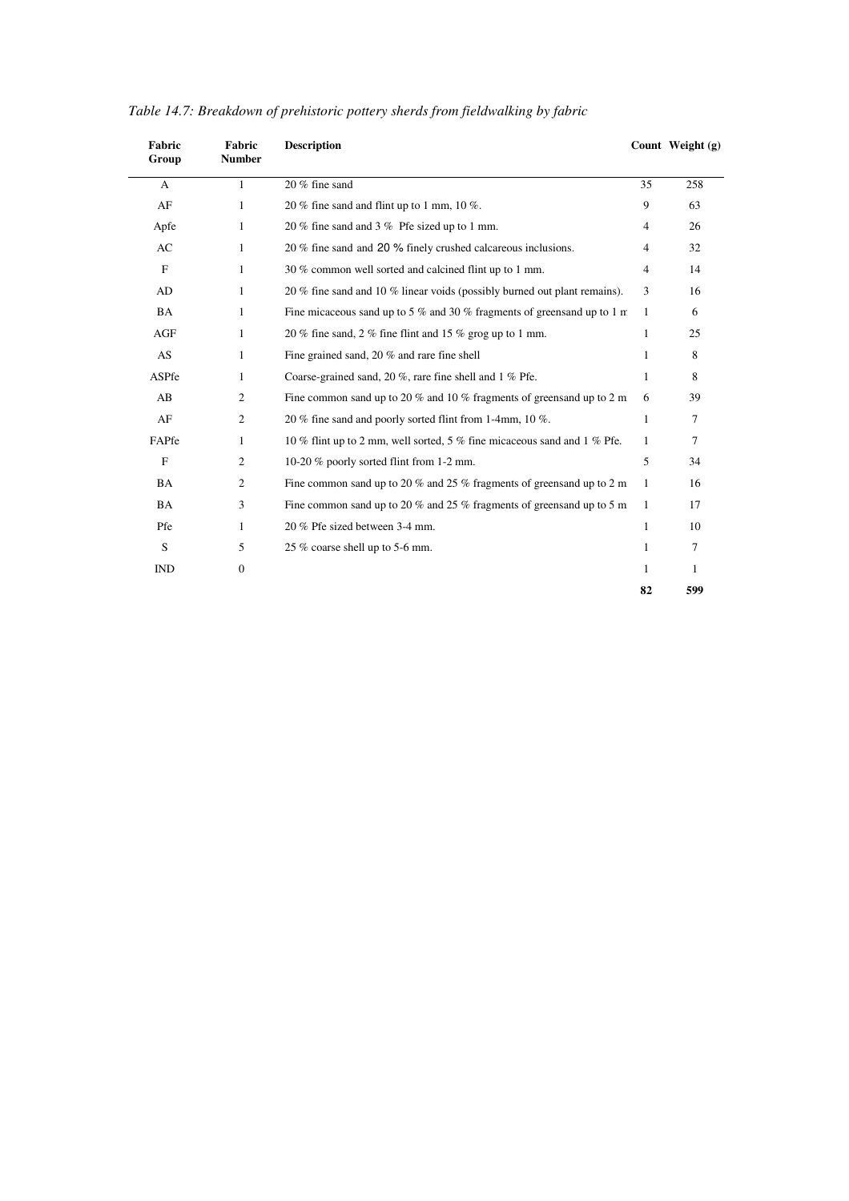*Table 14.7: Breakdown of prehistoric pottery sherds from fieldwalking by fabric*

| Fabric Group | Fabric Number | Description | Count | Weight (g) |
|---|---|---|---|---|
| A | 1 | 20 % fine sand | 35 | 258 |
| AF | 1 | 20 % fine sand and flint up to 1 mm, 10 %. | 9 | 63 |
| Apfe | 1 | 20 % fine sand and 3 % Pfe sized up to 1 mm. | 4 | 26 |
| AC | 1 | 20 % fine sand and 20 % finely crushed calcareous inclusions. | 4 | 32 |
| F | 1 | 30 % common well sorted and calcined flint up to 1 mm. | 4 | 14 |
| AD | 1 | 20 % fine sand and 10 % linear voids (possibly burned out plant remains). | 3 | 16 |
| BA | 1 | Fine micaceous sand up to 5 % and 30 % fragments of greensand up to 1 m | 1 | 6 |
| AGF | 1 | 20 % fine sand, 2 % fine flint and 15 % grog up to 1 mm. | 1 | 25 |
| AS | 1 | Fine grained sand, 20 % and rare fine shell | 1 | 8 |
| ASPfe | 1 | Coarse-grained sand, 20 %, rare fine shell and 1 % Pfe. | 1 | 8 |
| AB | 2 | Fine common sand up to 20 % and 10 % fragments of greensand up to 2 m | 6 | 39 |
| AF | 2 | 20 % fine sand and poorly sorted flint from 1-4mm, 10 %. | 1 | 7 |
| FAPfe | 1 | 10 % flint up to 2 mm, well sorted, 5 % fine micaceous sand and 1 % Pfe. | 1 | 7 |
| F | 2 | 10-20 % poorly sorted flint from 1-2 mm. | 5 | 34 |
| BA | 2 | Fine common sand up to 20 % and 25 % fragments of greensand up to 2 m | 1 | 16 |
| BA | 3 | Fine common sand up to 20 % and 25 % fragments of greensand up to 5 m | 1 | 17 |
| Pfe | 1 | 20 % Pfe sized between 3-4 mm. | 1 | 10 |
| S | 5 | 25 % coarse shell up to 5-6 mm. | 1 | 7 |
| IND | 0 | | 1 | 1 |
| | | | **82** | **599** |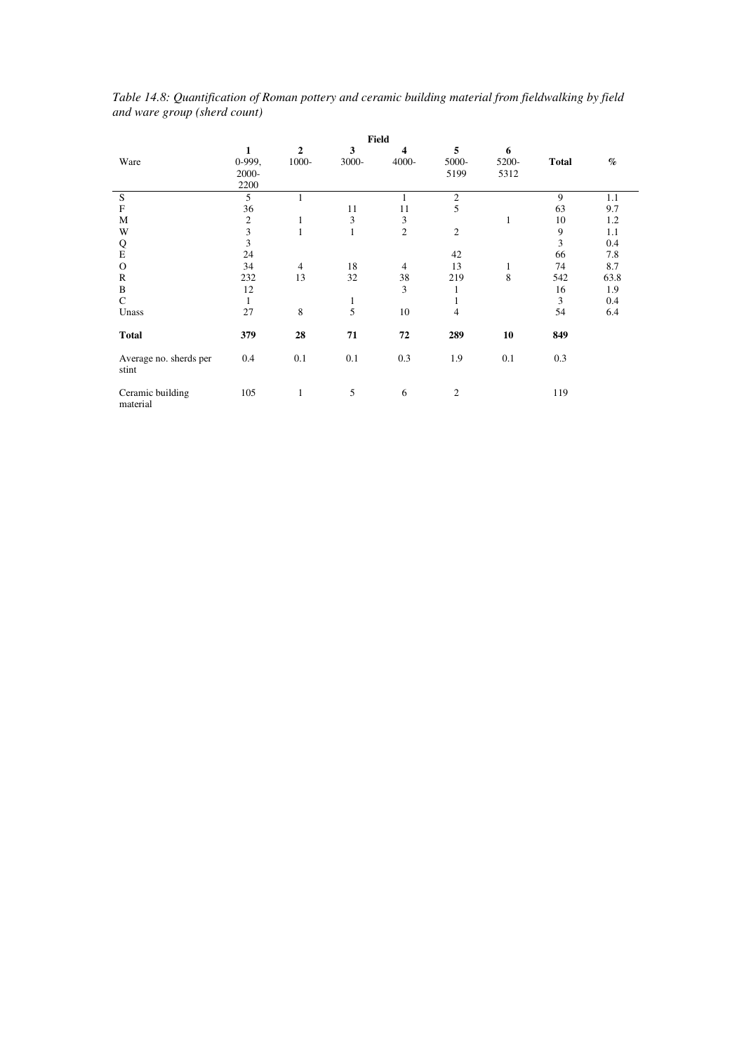*Table 14.8: Quantification of Roman pottery and ceramic building material from fieldwalking by field and ware group (sherd count)*

| | Field | | | | | | | |
|---|---|---|---|---|---|---|---|---|
| Ware | 1<br>0-999, 2000-2200 | 2<br>1000- | 3<br>3000- | 4<br>4000- | 5<br>5000-5199 | 6<br>5200-5312 | Total | % |
| S | 5 | 1 | | 1 | 2 | | 9 | 1.1 |
| F | 36 | | 11 | 11 | 5 | | 63 | 9.7 |
| M | 2 | 1 | 3 | 3 | | 1 | 10 | 1.2 |
| W | 3 | 1 | 1 | 2 | 2 | | 9 | 1.1 |
| Q | 3 | | | | | | 3 | 0.4 |
| E | 24 | | | | 42 | | 66 | 7.8 |
| O | 34 | 4 | 18 | 4 | 13 | 1 | 74 | 8.7 |
| R | 232 | 13 | 32 | 38 | 219 | 8 | 542 | 63.8 |
| B | 12 | | | 3 | 1 | | 16 | 1.9 |
| C | 1 | | 1 | | 1 | | 3 | 0.4 |
| Unass | 27 | 8 | 5 | 10 | 4 | | 54 | 6.4 |
| **Total** | **379** | **28** | **71** | **72** | **289** | **10** | **849** | |
| Average no. sherds per stint | 0.4 | 0.1 | 0.1 | 0.3 | 1.9 | 0.1 | 0.3 | |
| Ceramic building material | 105 | 1 | 5 | 6 | 2 | | 119 | |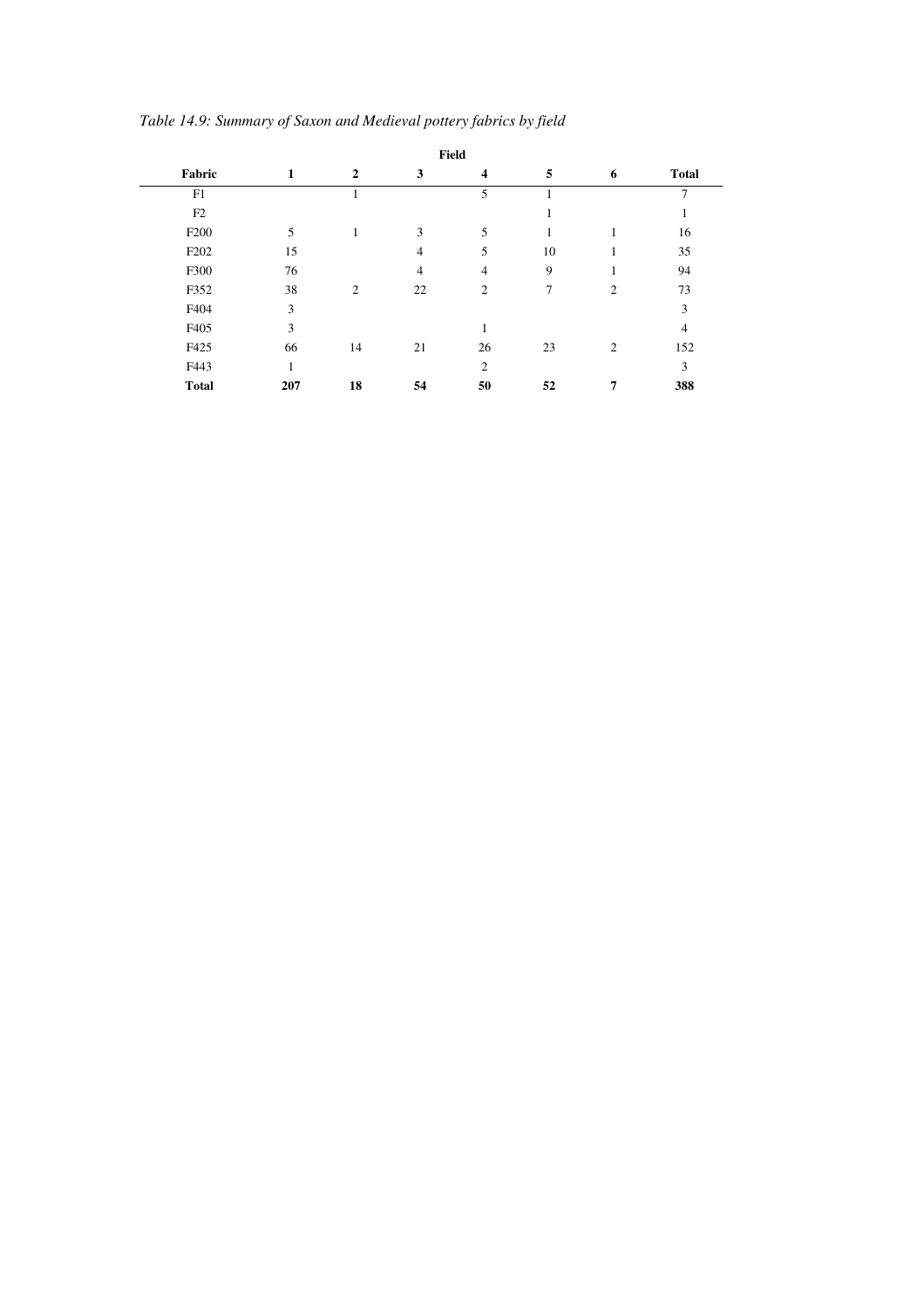*Table 14.9: Summary of Saxon and Medieval pottery fabrics by field*

| | Field | | | | | | |
|---|---|---|---|---|---|---|---|
| **Fabric** | **1** | **2** | **3** | **4** | **5** | **6** | **Total** |
| F1 | | 1 | | 5 | 1 | | 7 |
| F2 | | | | | 1 | | 1 |
| F200 | 5 | 1 | 3 | 5 | 1 | 1 | 16 |
| F202 | 15 | | 4 | 5 | 10 | 1 | 35 |
| F300 | 76 | | 4 | 4 | 9 | 1 | 94 |
| F352 | 38 | 2 | 22 | 2 | 7 | 2 | 73 |
| F404 | 3 | | | | | | 3 |
| F405 | 3 | | | 1 | | | 4 |
| F425 | 66 | 14 | 21 | 26 | 23 | 2 | 152 |
| F443 | 1 | | | 2 | | | 3 |
| **Total** | **207** | **18** | **54** | **50** | **52** | **7** | **388** |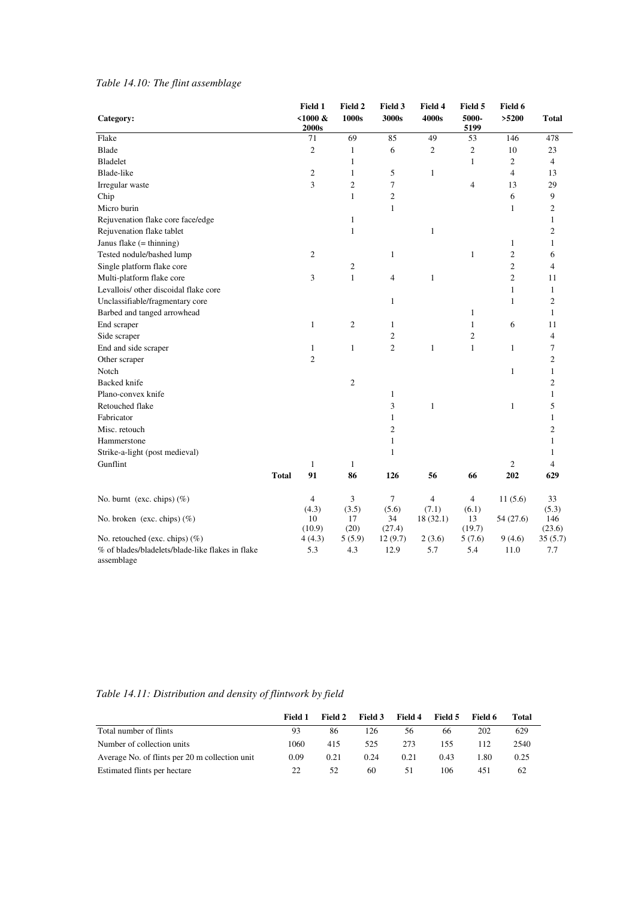*Table 14.10: The flint assemblage*

| Category: | Field 1 <1000 & 2000s | Field 2 1000s | Field 3 3000s | Field 4 4000s | Field 5 5000-5199 | Field 6 >5200 | Total |
|---|---|---|---|---|---|---|---|
| Flake | 71 | 69 | 85 | 49 | 53 | 146 | 478 |
| Blade | 2 | 1 | 6 | 2 | 2 | 10 | 23 |
| Bladelet | | 1 | | | 1 | 2 | 4 |
| Blade-like | 2 | 1 | 5 | 1 | | 4 | 13 |
| Irregular waste | 3 | 2 | 7 | | 4 | 13 | 29 |
| Chip | | 1 | 2 | | | 6 | 9 |
| Micro burin | | | 1 | | | 1 | 2 |
| Rejuvenation flake core face/edge | | 1 | | | | | 1 |
| Rejuvenation flake tablet | | 1 | | 1 | | | 2 |
| Janus flake (= thinning) | | | | | | 1 | 1 |
| Tested nodule/bashed lump | 2 | | 1 | | 1 | 2 | 6 |
| Single platform flake core | | 2 | | | | 2 | 4 |
| Multi-platform flake core | 3 | 1 | 4 | 1 | | 2 | 11 |
| Levallois/ other discoidal flake core | | | | | | 1 | 1 |
| Unclassifiable/fragmentary core | | | 1 | | | 1 | 2 |
| Barbed and tanged arrowhead | | | | | 1 | | 1 |
| End scraper | 1 | 2 | 1 | | 1 | 6 | 11 |
| Side scraper | | | 2 | | 2 | | 4 |
| End and side scraper | 1 | 1 | 2 | 1 | 1 | 1 | 7 |
| Other scraper | 2 | | | | | | 2 |
| Notch | | | | | | 1 | 1 |
| Backed knife | | 2 | | | | | 2 |
| Plano-convex knife | | | 1 | | | | 1 |
| Retouched flake | | | 3 | 1 | | 1 | 5 |
| Fabricator | | | 1 | | | | 1 |
| Misc. retouch | | | 2 | | | | 2 |
| Hammerstone | | | 1 | | | | 1 |
| Strike-a-light (post medieval) | | | 1 | | | | 1 |
| Gunflint | 1 | 1 | | | | 2 | 4 |
| **Total** | **91** | **86** | **126** | **56** | **66** | **202** | **629** |
| No. burnt (exc. chips) (%) | 4 (4.3) | 3 (3.5) | 7 (5.6) | 4 (7.1) | 4 (6.1) | 11 (5.6) | 33 (5.3) |
| No. broken (exc. chips) (%) | 10 (10.9) | 17 (20) | 34 (27.4) | 18 (32.1) | 13 (19.7) | 54 (27.6) | 146 (23.6) |
| No. retouched (exc. chips) (%) | 4 (4.3) | 5 (5.9) | 12 (9.7) | 2 (3.6) | 5 (7.6) | 9 (4.6) | 35 (5.7) |
| % of blades/bladelets/blade-like flakes in flake assemblage | 5.3 | 4.3 | 12.9 | 5.7 | 5.4 | 11.0 | 7.7 |

*Table 14.11: Distribution and density of flintwork by field*

| | Field 1 | Field 2 | Field 3 | Field 4 | Field 5 | Field 6 | Total |
|---|---|---|---|---|---|---|---|
| Total number of flints | 93 | 86 | 126 | 56 | 66 | 202 | 629 |
| Number of collection units | 1060 | 415 | 525 | 273 | 155 | 112 | 2540 |
| Average No. of flints per 20 m collection unit | 0.09 | 0.21 | 0.24 | 0.21 | 0.43 | 1.80 | 0.25 |
| Estimated flints per hectare | 22 | 52 | 60 | 51 | 106 | 451 | 62 |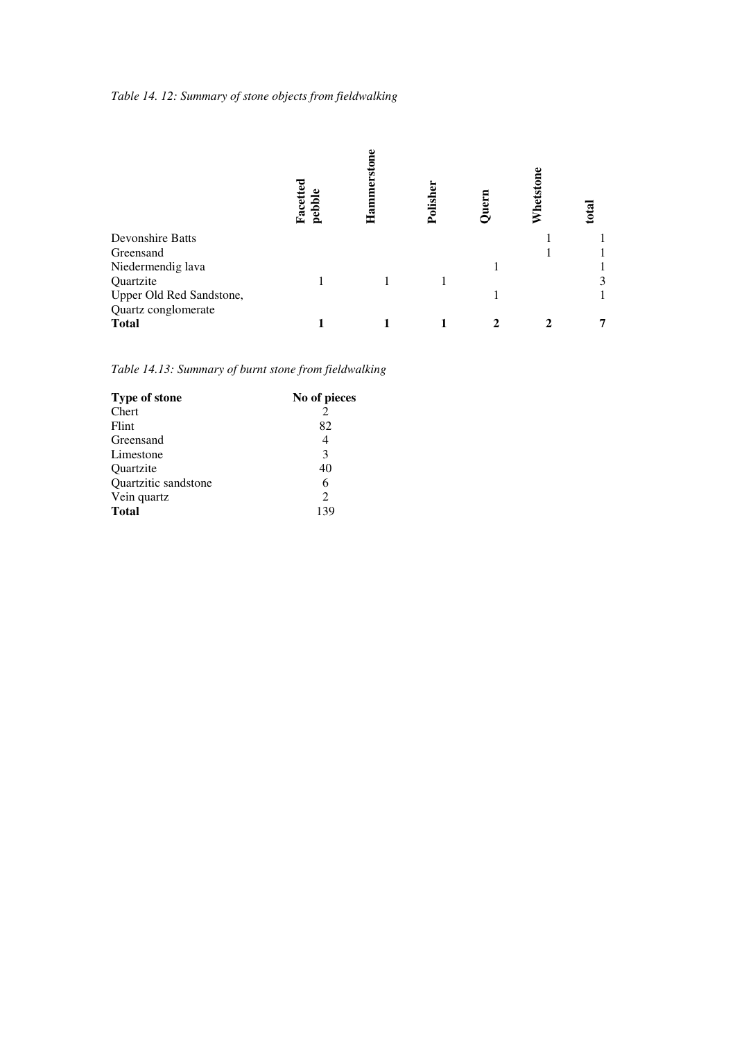*Table 14. 12: Summary of stone objects from fieldwalking*

| | Facetted pebble | Hammerstone | Polisher | Quern | Whetstone | total |
|---|---|---|---|---|---|---|
| Devonshire Batts | | | | | 1 | 1 |
| Greensand | | | | | 1 | 1 |
| Niedermendig lava | | | | 1 | | 1 |
| Quartzite | 1 | 1 | 1 | | | 3 |
| Upper Old Red Sandstone, Quartz conglomerate | | | | 1 | | 1 |
| **Total** | **1** | **1** | **1** | **2** | **2** | **7** |

*Table 14.13: Summary of burnt stone from fieldwalking*

| **Type of stone** | **No of pieces** |
|---|---|
| Chert | 2 |
| Flint | 82 |
| Greensand | 4 |
| Limestone | 3 |
| Quartzite | 40 |
| Quartzitic sandstone | 6 |
| Vein quartz | 2 |
| **Total** | 139 |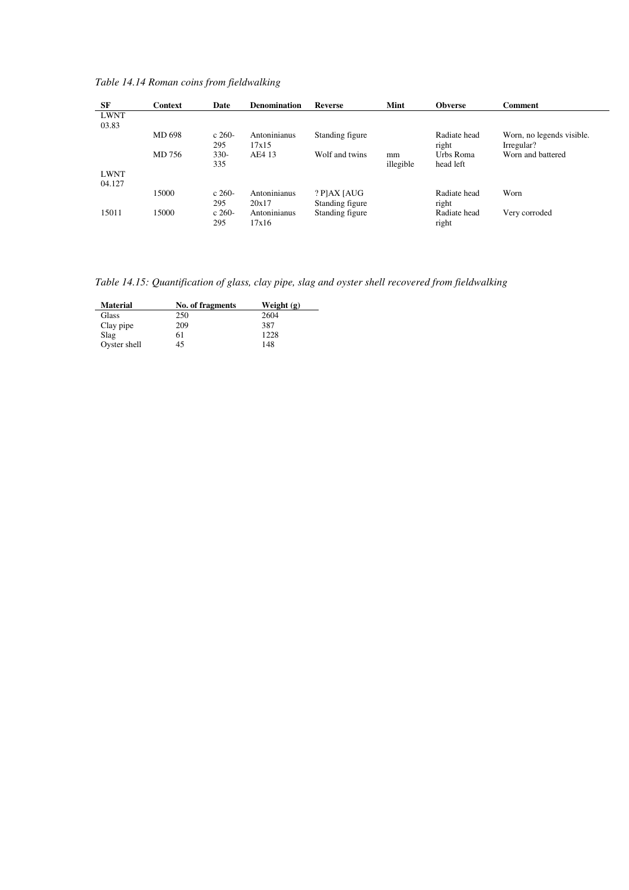*Table 14.14 Roman coins from fieldwalking*

| SF | Context | Date | Denomination | Reverse | Mint | Obverse | Comment |
|---|---|---|---|---|---|---|---|
| LWNT 03.83 | | | | | | | |
| | MD 698 | c 260-295 | Antoninianus 17x15 | Standing figure | | Radiate head right | Worn, no legends visible. Irregular? |
| | MD 756 | 330-335 | AE4 13 | Wolf and twins | mm illegible | Urbs Roma head left | Worn and battered |
| LWNT 04.127 | | | | | | | |
| | 15000 | c 260-295 | Antoninianus 20x17 | ? P]AX [AUG Standing figure | | Radiate head right | Worn |
| 15011 | 15000 | c 260-295 | Antoninianus 17x16 | Standing figure | | Radiate head right | Very corroded |

*Table 14.15: Quantification of glass, clay pipe, slag and oyster shell recovered from fieldwalking*

| Material | No. of fragments | Weight (g) |
|---|---|---|
| Glass | 250 | 2604 |
| Clay pipe | 209 | 387 |
| Slag | 61 | 1228 |
| Oyster shell | 45 | 148 |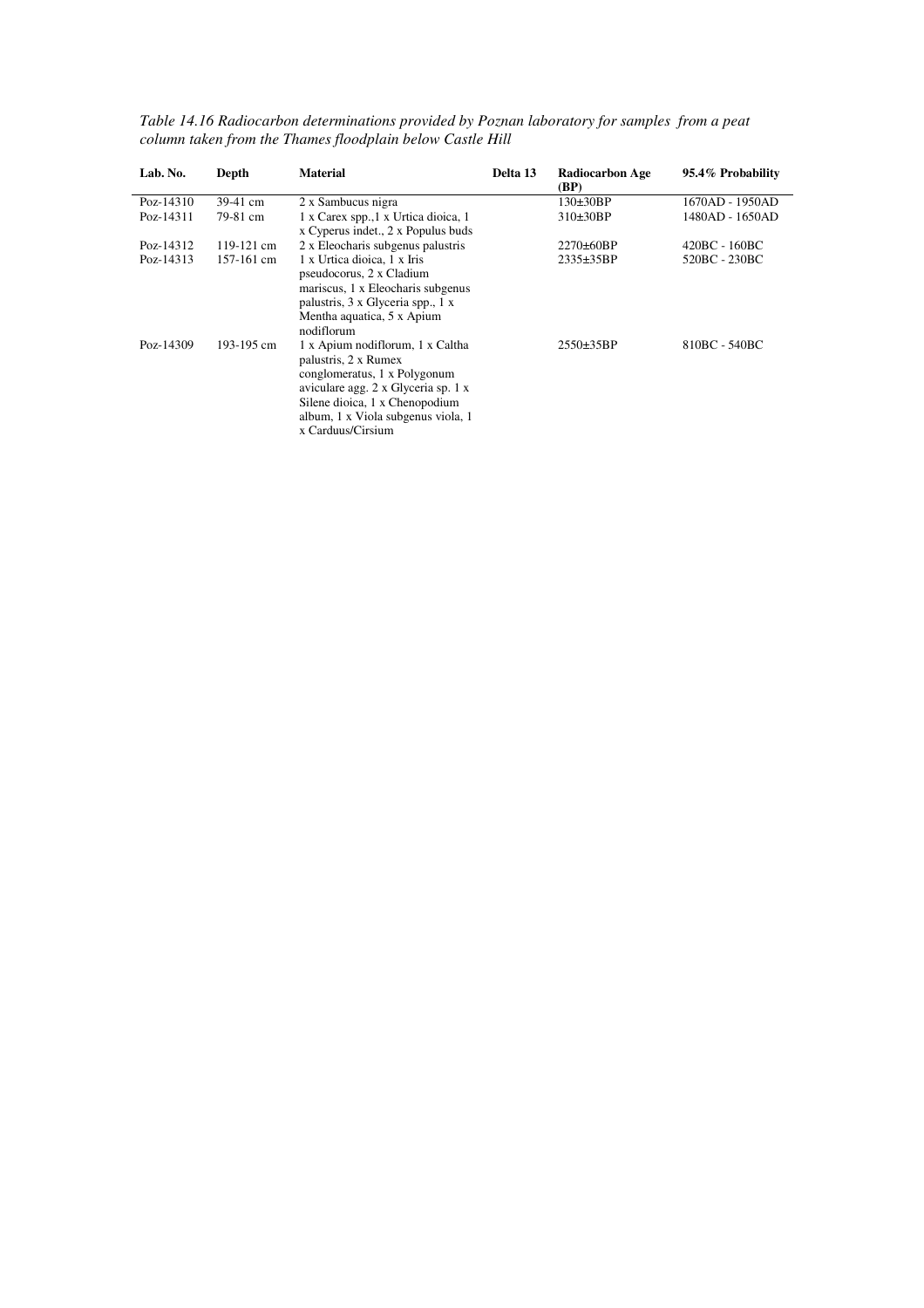*Table 14.16 Radiocarbon determinations provided by Poznan laboratory for samples from a peat column taken from the Thames floodplain below Castle Hill*

| Lab. No. | Depth | Material | Delta 13 | Radiocarbon Age (BP) | 95.4% Probability |
|---|---|---|---|---|---|
| Poz-14310 | 39-41 cm | 2 x Sambucus nigra | | 130±30BP | 1670AD - 1950AD |
| Poz-14311 | 79-81 cm | 1 x Carex spp.,1 x Urtica dioica, 1 x Cyperus indet., 2 x Populus buds | | 310±30BP | 1480AD - 1650AD |
| Poz-14312 | 119-121 cm | 2 x Eleocharis subgenus palustris | | 2270±60BP | 420BC - 160BC |
| Poz-14313 | 157-161 cm | 1 x Urtica dioica, 1 x Iris pseudocorus, 2 x Cladium mariscus, 1 x Eleocharis subgenus palustris, 3 x Glyceria spp., 1 x Mentha aquatica, 5 x Apium nodiflorum | | 2335±35BP | 520BC - 230BC |
| Poz-14309 | 193-195 cm | 1 x Apium nodiflorum, 1 x Caltha palustris, 2 x Rumex conglomeratus, 1 x Polygonum aviculare agg. 2 x Glyceria sp. 1 x Silene dioica, 1 x Chenopodium album, 1 x Viola subgenus viola, 1 x Carduus/Cirsium | | 2550±35BP | 810BC - 540BC |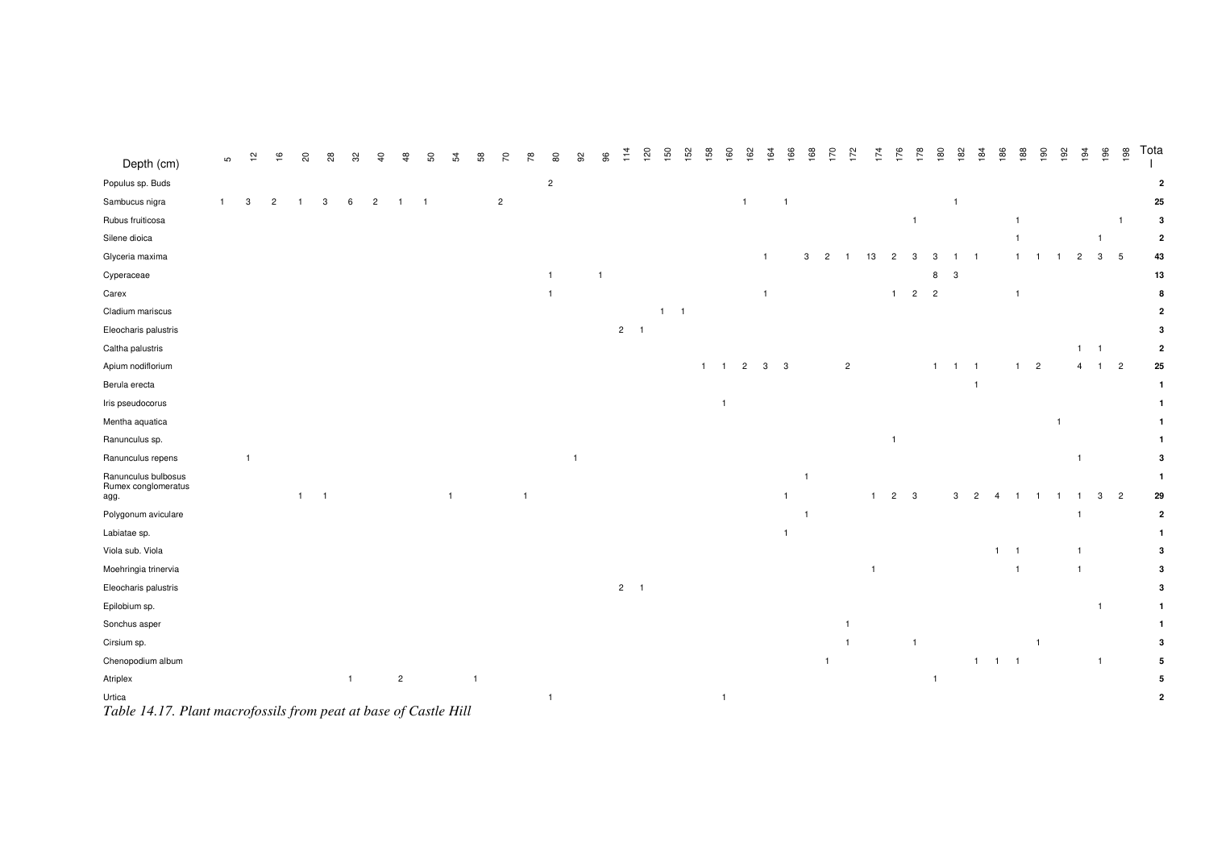| Depth (cm) | 5 | 12 | 16 | 20 | 28 | 32 | 40 | 48 | 50 | 54 | 58 | 70 | 78 | 80 | 92 | 96 | 114 | 120 | 150 | 152 | 158 | 160 | 162 | 164 | 166 | 168 | 170 | 172 | 174 | 176 | 178 | 180 | 182 | 184 | 186 | 188 | 190 | 192 | 194 | 196 | 198 | Total |
|---|---|---|---|---|---|---|---|---|---|---|---|---|---|---|---|---|---|---|---|---|---|---|---|---|---|---|---|---|---|---|---|---|---|---|---|---|---|---|---|---|---|---|
| Populus sp. Buds | | | | | | | | | | | | | | 2 | | | | | | | | | | | | | | | | | | | | | | | | | | | | **2** |
| Sambucus nigra | 1 | 3 | 2 | 1 | 3 | 6 | 2 | 1 | 1 | | | 2 | | | | | | | | | | | 1 | | 1 | | | | | | | | 1 | | | | | | | | | **25** |
| Rubus fruiticosa | | | | | | | | | | | | | | | | | | | | | | | | | | | | | | | 1 | | | | | 1 | | | | | 1 | **3** |
| Silene dioica | | | | | | | | | | | | | | | | | | | | | | | | | | | | | | | | | | | | 1 | | | | 1 | | **2** |
| Glyceria maxima | | | | | | | | | | | | | | | | | | | | | | | | 1 | | 3 | 2 | 1 | 13 | 2 | 3 | 3 | 1 | 1 | | 1 | 1 | 1 | 2 | 3 | 5 | **43** |
| Cyperaceae | | | | | | | | | | | | | | 1 | | 1 | | | | | | | | | | | | | | | | 8 | 3 | | | | | | | | | **13** |
| Carex | | | | | | | | | | | | | | 1 | | | | | | | | | | 1 | | | | | | 1 | 2 | 2 | | | | 1 | | | | | | **8** |
| Cladium mariscus | | | | | | | | | | | | | | | | | | | 1 | 1 | | | | | | | | | | | | | | | | | | | | | | **2** |
| Eleocharis palustris | | | | | | | | | | | | | | | | | 2 | 1 | | | | | | | | | | | | | | | | | | | | | | | | **3** |
| Caltha palustris | | | | | | | | | | | | | | | | | | | | | | | | | | | | | | | | | | | | | | | 1 | 1 | | **2** |
| Apium nodiflorium | | | | | | | | | | | | | | | | | | | | | 1 | 1 | 2 | 3 | 3 | | | 2 | | | | 1 | 1 | 1 | | 1 | 2 | | 4 | 1 | 2 | **25** |
| Berula erecta | | | | | | | | | | | | | | | | | | | | | | | | | | | | | | | | | | 1 | | | | | | | | **1** |
| Iris pseudocorus | | | | | | | | | | | | | | | | | | | | | | 1 | | | | | | | | | | | | | | | | | | | | **1** |
| Mentha aquatica | | | | | | | | | | | | | | | | | | | | | | | | | | | | | | | | | | | | | | 1 | | | | **1** |
| Ranunculus sp. | | | | | | | | | | | | | | | | | | | | | | | | | | | | | | 1 | | | | | | | | | | | | **1** |
| Ranunculus repens | | 1 | | | | | | | | | | | | | 1 | | | | | | | | | | | | | | | | | | | | | | | | 1 | | | **3** |
| Ranunculus bulbosus | | | | | | | | | | | | | | | | | | | | | | | | | | 1 | | | | | | | | | | | | | | | | **1** |
| Rumex conglomeratus agg. | | | | 1 | 1 | | | | | 1 | | | 1 | | | | | | | | | | | | 1 | | | | 1 | 2 | 3 | | 3 | 2 | 4 | 1 | 1 | 1 | 1 | 3 | 2 | **29** |
| Polygonum aviculare | | | | | | | | | | | | | | | | | | | | | | | | | | 1 | | | | | | | | | | | | | 1 | | | **2** |
| Labiatae sp. | | | | | | | | | | | | | | | | | | | | | | | | | 1 | | | | | | | | | | | | | | | | | **1** |
| Viola sub. Viola | | | | | | | | | | | | | | | | | | | | | | | | | | | | | | | | | | | 1 | 1 | | | 1 | | | **3** |
| Moehringia trinervia | | | | | | | | | | | | | | | | | | | | | | | | | | | | | 1 | | | | | | | 1 | | | 1 | | | **3** |
| Eleocharis palustris | | | | | | | | | | | | | | | | | 2 | 1 | | | | | | | | | | | | | | | | | | | | | | | | **3** |
| Epilobium sp. | | | | | | | | | | | | | | | | | | | | | | | | | | | | | | | | | | | | | | | | 1 | | **1** |
| Sonchus asper | | | | | | | | | | | | | | | | | | | | | | | | | | | | 1 | | | | | | | | | | | | | | **1** |
| Cirsium sp. | | | | | | | | | | | | | | | | | | | | | | | | | | | | 1 | | | 1 | | | | | | 1 | | | | | **3** |
| Chenopodium album | | | | | | | | | | | | | | | | | | | | | | | | | | | 1 | | | | | | | 1 | 1 | 1 | | | | 1 | | **5** |
| Atriplex | | | | | | 1 | | 2 | | | 1 | | | | | | | | | | | | | | | | | | | | | 1 | | | | | | | | | | **5** |
| Urtica | | | | | | | | | | | | | | 1 | | | | | | | | 1 | | | | | | | | | | | | | | | | | | | | **2** |

*Table 14.17. Plant macrofossils from peat at base of Castle Hill*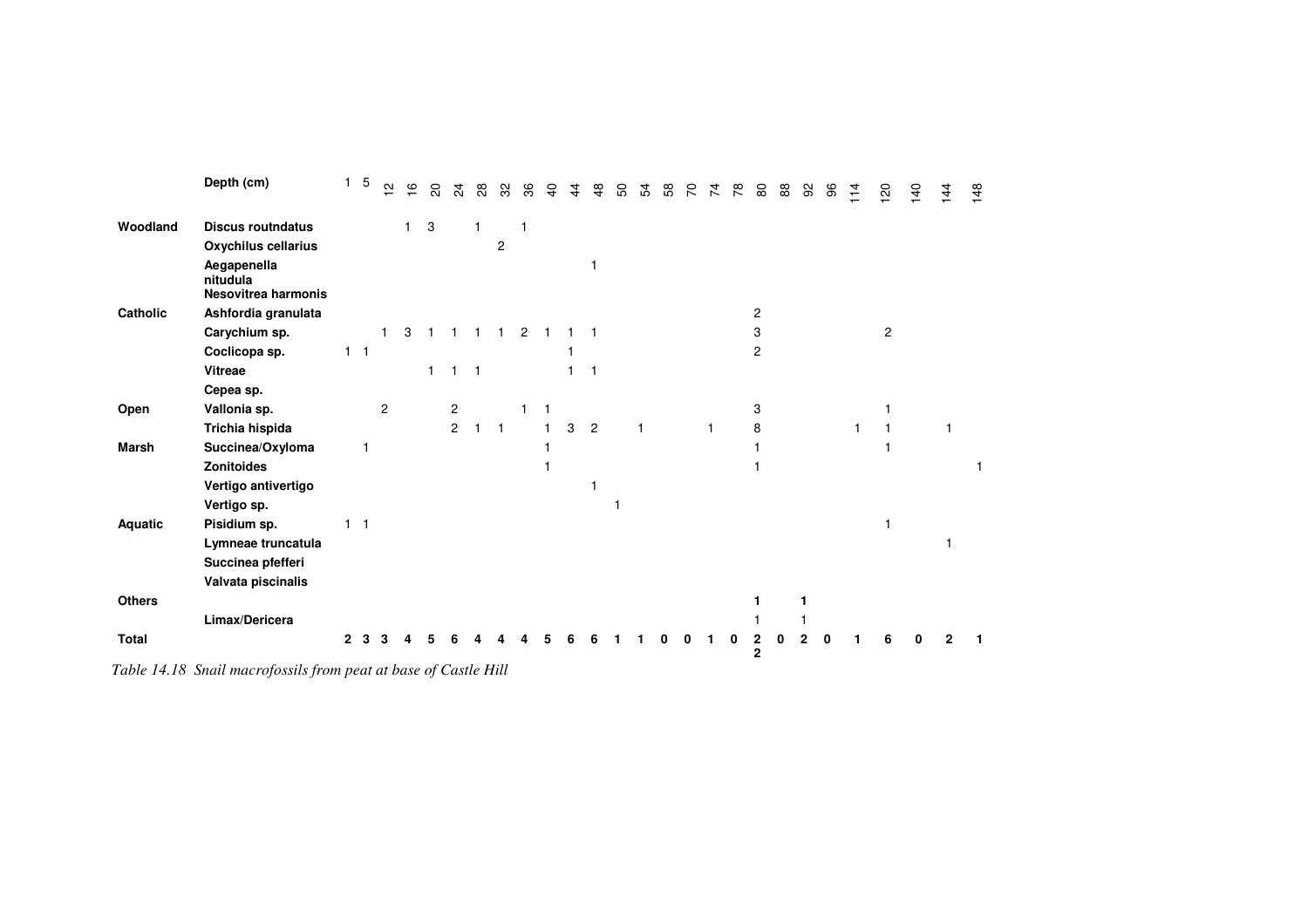| | Depth (cm) | 1 | 5 | 12 | 16 | 20 | 24 | 28 | 32 | 36 | 40 | 44 | 48 | 50 | 54 | 58 | 70 | 74 | 78 | 80 | 88 | 92 | 96 | 114 | 120 | 140 | 144 | 148 |
|---|---|---|---|---|---|---|---|---|---|---|---|---|---|---|---|---|---|---|---|---|---|---|---|---|---|---|---|---|
| **Woodland** | **Discus routndatus** | | | | 1 | 3 | | 1 | | 1 | | | | | | | | | | | | | | | | | | |
| | **Oxychilus cellarius** | | | | | | | | 2 | | | | | | | | | | | | | | | | | | | |
| | **Aegapenella nitudula** | | | | | | | | | | | | 1 | | | | | | | | | | | | | | | |
| | **Nesovitrea harmonis** | | | | | | | | | | | | | | | | | | | | | | | | | | | |
| **Catholic** | **Ashfordia granulata** | | | | | | | | | | | | | | | | | | | 2 | | | | | | | | |
| | **Carychium sp.** | | | 1 | 3 | 1 | 1 | 1 | 1 | 2 | 1 | 1 | 1 | | | | | | | 3 | | | | | 2 | | | |
| | **Coclicopa sp.** | 1 | 1 | | | | | | | | | 1 | | | | | | | | 2 | | | | | | | | |
| | **Vitreae** | | | | | 1 | 1 | 1 | | | | 1 | 1 | | | | | | | | | | | | | | | |
| | **Cepea sp.** | | | | | | | | | | | | | | | | | | | | | | | | | | | |
| **Open** | **Vallonia sp.** | | | 2 | | | 2 | | | 1 | 1 | | | | | | | | | 3 | | | | | 1 | | | |
| | **Trichia hispida** | | | | | | 2 | 1 | 1 | | 1 | 3 | 2 | | 1 | | | 1 | | 8 | | | | 1 | 1 | | 1 | |
| **Marsh** | **Succinea/Oxyloma** | | 1 | | | | | | | | 1 | | | | | | | | | 1 | | | | | 1 | | | |
| | **Zonitoides** | | | | | | | | | | 1 | | | | | | | | | 1 | | | | | | | | 1 |
| | **Vertigo antivertigo** | | | | | | | | | | | | 1 | | | | | | | | | | | | | | | |
| | **Vertigo sp.** | | | | | | | | | | | | | 1 | | | | | | | | | | | | | | |
| **Aquatic** | **Pisidium sp.** | 1 | 1 | | | | | | | | | | | | | | | | | | | | | | 1 | | | |
| | **Lymneae truncatula** | | | | | | | | | | | | | | | | | | | | | | | | | | 1 | |
| | **Succinea pfefferi** | | | | | | | | | | | | | | | | | | | | | | | | | | | |
| | **Valvata piscinalis** | | | | | | | | | | | | | | | | | | | | | | | | | | | |
| **Others** | | | | | | | | | | | | | | | | | | | | **1** | | **1** | | | | | | |
| | **Limax/Dericera** | | | | | | | | | | | | | | | | | | | 1 | | 1 | | | | | | |
| **Total** | | **2** | **3** | **3** | **4** | **5** | **6** | **4** | **4** | **4** | **5** | **6** | **6** | **1** | **1** | **0** | **0** | **1** | **0** | **22** | **0** | **2** | **0** | **1** | **6** | **0** | **2** | **1** |

*Table 14.18 Snail macrofossils from peat at base of Castle Hill*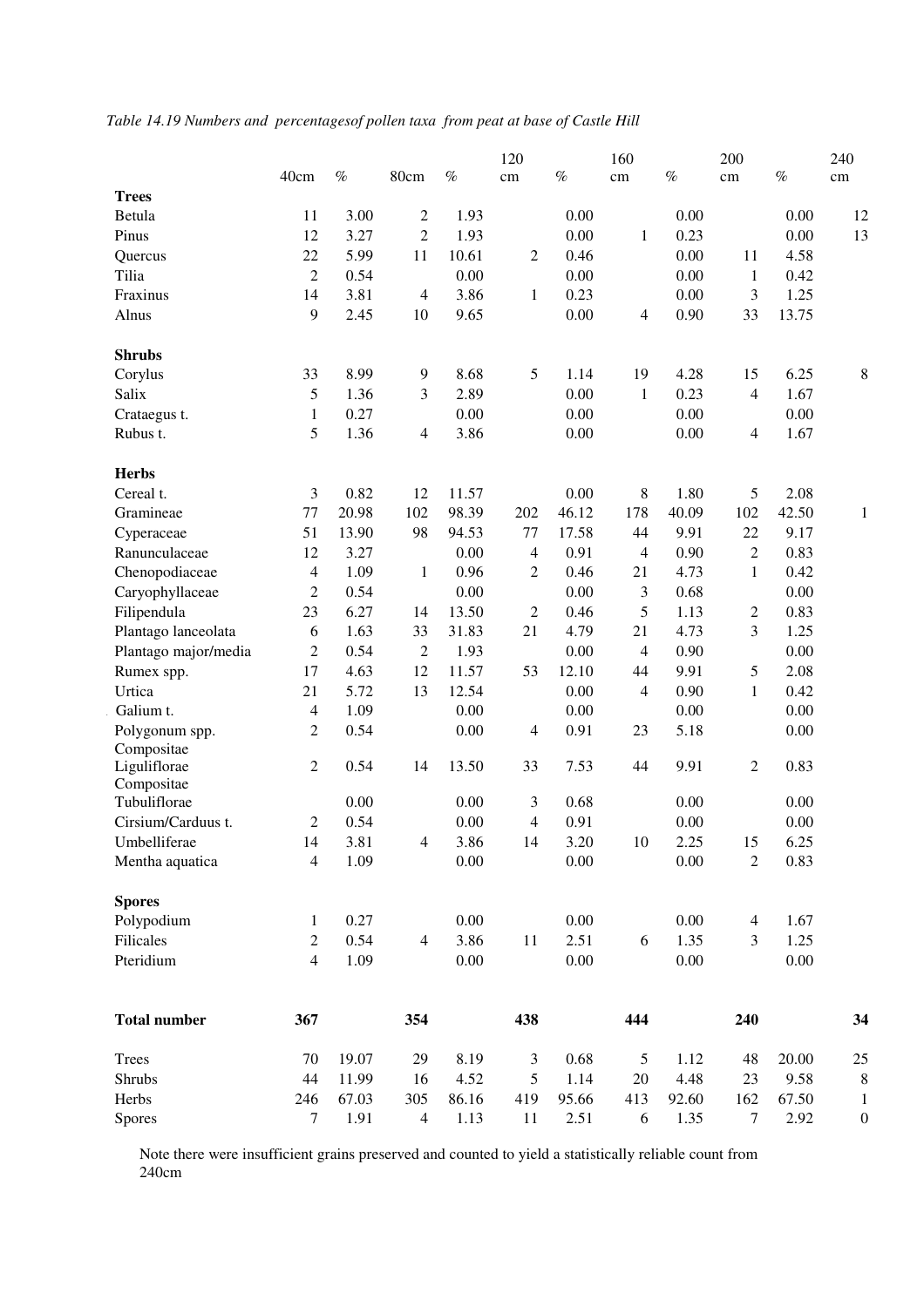*Table 14.19 Numbers and percentagesof pollen taxa from peat at base of Castle Hill*

| | 40cm | % | 80cm | % | 120 cm | % | 160 cm | % | 200 cm | % | 240 cm |
|---|---|---|---|---|---|---|---|---|---|---|---|
| **Trees** | | | | | | | | | | | |
| Betula | 11 | 3.00 | 2 | 1.93 | | 0.00 | | 0.00 | | 0.00 | 12 |
| Pinus | 12 | 3.27 | 2 | 1.93 | | 0.00 | 1 | 0.23 | | 0.00 | 13 |
| Quercus | 22 | 5.99 | 11 | 10.61 | 2 | 0.46 | | 0.00 | 11 | 4.58 | |
| Tilia | 2 | 0.54 | | 0.00 | | 0.00 | | 0.00 | 1 | 0.42 | |
| Fraxinus | 14 | 3.81 | 4 | 3.86 | 1 | 0.23 | | 0.00 | 3 | 1.25 | |
| Alnus | 9 | 2.45 | 10 | 9.65 | | 0.00 | 4 | 0.90 | 33 | 13.75 | |
| **Shrubs** | | | | | | | | | | | |
| Corylus | 33 | 8.99 | 9 | 8.68 | 5 | 1.14 | 19 | 4.28 | 15 | 6.25 | 8 |
| Salix | 5 | 1.36 | 3 | 2.89 | | 0.00 | 1 | 0.23 | 4 | 1.67 | |
| Crataegus t. | 1 | 0.27 | | 0.00 | | 0.00 | | 0.00 | | 0.00 | |
| Rubus t. | 5 | 1.36 | 4 | 3.86 | | 0.00 | | 0.00 | 4 | 1.67 | |
| **Herbs** | | | | | | | | | | | |
| Cereal t. | 3 | 0.82 | 12 | 11.57 | | 0.00 | 8 | 1.80 | 5 | 2.08 | |
| Gramineae | 77 | 20.98 | 102 | 98.39 | 202 | 46.12 | 178 | 40.09 | 102 | 42.50 | 1 |
| Cyperaceae | 51 | 13.90 | 98 | 94.53 | 77 | 17.58 | 44 | 9.91 | 22 | 9.17 | |
| Ranunculaceae | 12 | 3.27 | | 0.00 | 4 | 0.91 | 4 | 0.90 | 2 | 0.83 | |
| Chenopodiaceae | 4 | 1.09 | 1 | 0.96 | 2 | 0.46 | 21 | 4.73 | 1 | 0.42 | |
| Caryophyllaceae | 2 | 0.54 | | 0.00 | | 0.00 | 3 | 0.68 | | 0.00 | |
| Filipendula | 23 | 6.27 | 14 | 13.50 | 2 | 0.46 | 5 | 1.13 | 2 | 0.83 | |
| Plantago lanceolata | 6 | 1.63 | 33 | 31.83 | 21 | 4.79 | 21 | 4.73 | 3 | 1.25 | |
| Plantago major/media | 2 | 0.54 | 2 | 1.93 | | 0.00 | 4 | 0.90 | | 0.00 | |
| Rumex spp. | 17 | 4.63 | 12 | 11.57 | 53 | 12.10 | 44 | 9.91 | 5 | 2.08 | |
| Urtica | 21 | 5.72 | 13 | 12.54 | | 0.00 | 4 | 0.90 | 1 | 0.42 | |
| Galium t. | 4 | 1.09 | | 0.00 | | 0.00 | | 0.00 | | 0.00 | |
| Polygonum spp. | 2 | 0.54 | | 0.00 | 4 | 0.91 | 23 | 5.18 | | 0.00 | |
| Compositae Liguliflorae | 2 | 0.54 | 14 | 13.50 | 33 | 7.53 | 44 | 9.91 | 2 | 0.83 | |
| Compositae Tubuliflorae | | 0.00 | | 0.00 | 3 | 0.68 | | 0.00 | | 0.00 | |
| Cirsium/Carduus t. | 2 | 0.54 | | 0.00 | 4 | 0.91 | | 0.00 | | 0.00 | |
| Umbelliferae | 14 | 3.81 | 4 | 3.86 | 14 | 3.20 | 10 | 2.25 | 15 | 6.25 | |
| Mentha aquatica | 4 | 1.09 | | 0.00 | | 0.00 | | 0.00 | 2 | 0.83 | |
| **Spores** | | | | | | | | | | | |
| Polypodium | 1 | 0.27 | | 0.00 | | 0.00 | | 0.00 | 4 | 1.67 | |
| Filicales | 2 | 0.54 | 4 | 3.86 | 11 | 2.51 | 6 | 1.35 | 3 | 1.25 | |
| Pteridium | 4 | 1.09 | | 0.00 | | 0.00 | | 0.00 | | 0.00 | |
| **Total number** | **367** | | **354** | | **438** | | **444** | | **240** | | **34** |
| Trees | 70 | 19.07 | 29 | 8.19 | 3 | 0.68 | 5 | 1.12 | 48 | 20.00 | 25 |
| Shrubs | 44 | 11.99 | 16 | 4.52 | 5 | 1.14 | 20 | 4.48 | 23 | 9.58 | 8 |
| Herbs | 246 | 67.03 | 305 | 86.16 | 419 | 95.66 | 413 | 92.60 | 162 | 67.50 | 1 |
| Spores | 7 | 1.91 | 4 | 1.13 | 11 | 2.51 | 6 | 1.35 | 7 | 2.92 | 0 |

Note there were insufficient grains preserved and counted to yield a statistically reliable count from 240cm